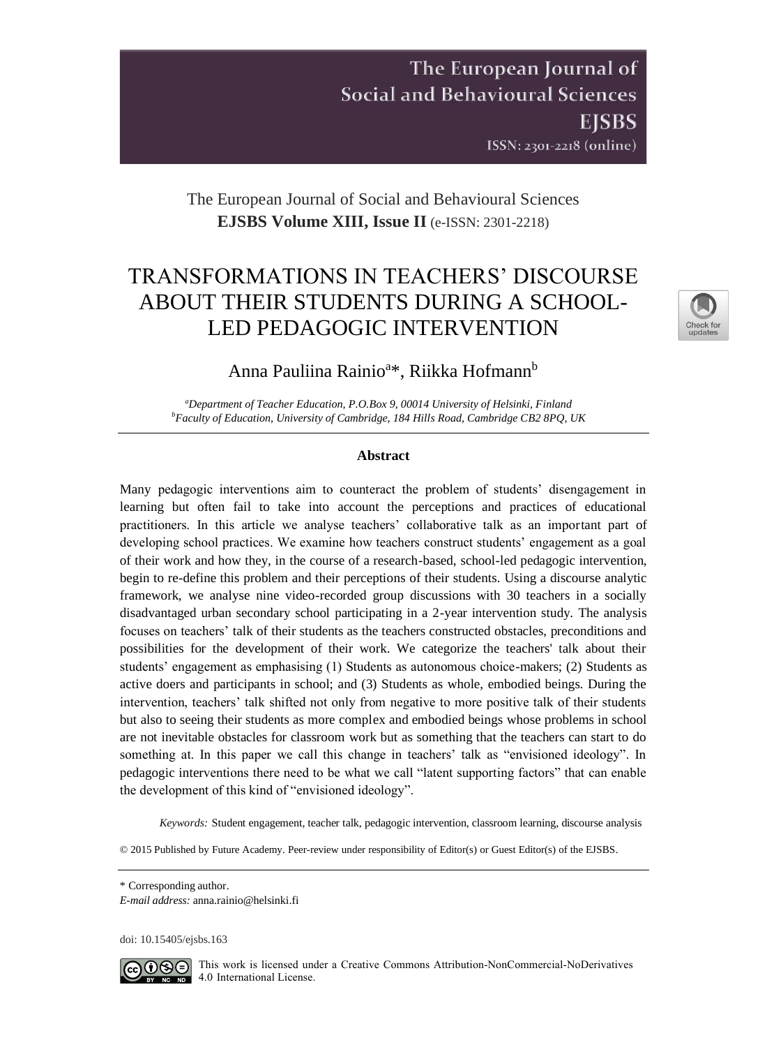The European Journal of Social and Behavioural Sciences
**EJSBS Volume XIII, Issue II** (e-ISSN: 2301-2218)

# TRANSFORMATIONS IN TEACHERS' DISCOURSE ABOUT THEIR STUDENTS DURING A SCHOOL-LED PEDAGOGIC INTERVENTION

Anna Pauliina Rainio[a]*, Riikka Hofmann[b]

[a]*Department of Teacher Education, P.O.Box 9, 00014 University of Helsinki, Finland*
[b]*Faculty of Education, University of Cambridge, 184 Hills Road, Cambridge CB2 8PQ, UK*

---

### Abstract

Many pedagogic interventions aim to counteract the problem of students' disengagement in learning but often fail to take into account the perceptions and practices of educational practitioners. In this article we analyse teachers' collaborative talk as an important part of developing school practices. We examine how teachers construct students' engagement as a goal of their work and how they, in the course of a research-based, school-led pedagogic intervention, begin to re-define this problem and their perceptions of their students. Using a discourse analytic framework, we analyse nine video-recorded group discussions with 30 teachers in a socially disadvantaged urban secondary school participating in a 2-year intervention study. The analysis focuses on teachers' talk of their students as the teachers constructed obstacles, preconditions and possibilities for the development of their work. We categorize the teachers' talk about their students' engagement as emphasising (1) Students as autonomous choice-makers; (2) Students as active doers and participants in school; and (3) Students as whole, embodied beings. During the intervention, teachers' talk shifted not only from negative to more positive talk of their students but also to seeing their students as more complex and embodied beings whose problems in school are not inevitable obstacles for classroom work but as something that the teachers can start to do something at. In this paper we call this change in teachers' talk as "envisioned ideology". In pedagogic interventions there need to be what we call "latent supporting factors" that can enable the development of this kind of "envisioned ideology".

*Keywords:* Student engagement, teacher talk, pedagogic intervention, classroom learning, discourse analysis

© 2015 Published by Future Academy. Peer-review under responsibility of Editor(s) or Guest Editor(s) of the EJSBS.

---

\* Corresponding author.
*E-mail address:* anna.rainio@helsinki.fi

doi: 10.15405/ejsbs.163

This work is licensed under a Creative Commons Attribution-NonCommercial-NoDerivatives 4.0 International License.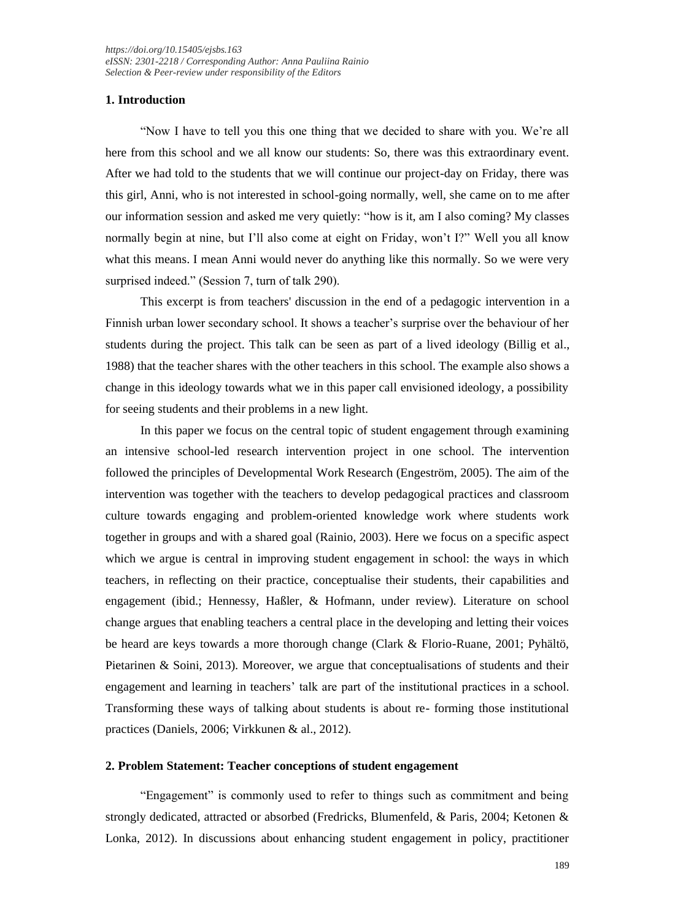## 1. Introduction

"Now I have to tell you this one thing that we decided to share with you. We're all here from this school and we all know our students: So, there was this extraordinary event. After we had told to the students that we will continue our project-day on Friday, there was this girl, Anni, who is not interested in school-going normally, well, she came on to me after our information session and asked me very quietly: "how is it, am I also coming? My classes normally begin at nine, but I'll also come at eight on Friday, won't I?" Well you all know what this means. I mean Anni would never do anything like this normally. So we were very surprised indeed." (Session 7, turn of talk 290).

This excerpt is from teachers' discussion in the end of a pedagogic intervention in a Finnish urban lower secondary school. It shows a teacher's surprise over the behaviour of her students during the project. This talk can be seen as part of a lived ideology (Billig et al., 1988) that the teacher shares with the other teachers in this school. The example also shows a change in this ideology towards what we in this paper call envisioned ideology, a possibility for seeing students and their problems in a new light.

In this paper we focus on the central topic of student engagement through examining an intensive school-led research intervention project in one school. The intervention followed the principles of Developmental Work Research (Engeström, 2005). The aim of the intervention was together with the teachers to develop pedagogical practices and classroom culture towards engaging and problem-oriented knowledge work where students work together in groups and with a shared goal (Rainio, 2003). Here we focus on a specific aspect which we argue is central in improving student engagement in school: the ways in which teachers, in reflecting on their practice, conceptualise their students, their capabilities and engagement (ibid.; Hennessy, Haßler, & Hofmann, under review). Literature on school change argues that enabling teachers a central place in the developing and letting their voices be heard are keys towards a more thorough change (Clark & Florio-Ruane, 2001; Pyhältö, Pietarinen & Soini, 2013). Moreover, we argue that conceptualisations of students and their engagement and learning in teachers' talk are part of the institutional practices in a school. Transforming these ways of talking about students is about re- forming those institutional practices (Daniels, 2006; Virkkunen & al., 2012).

## 2. Problem Statement: Teacher conceptions of student engagement

"Engagement" is commonly used to refer to things such as commitment and being strongly dedicated, attracted or absorbed (Fredricks, Blumenfeld, & Paris, 2004; Ketonen & Lonka, 2012). In discussions about enhancing student engagement in policy, practitioner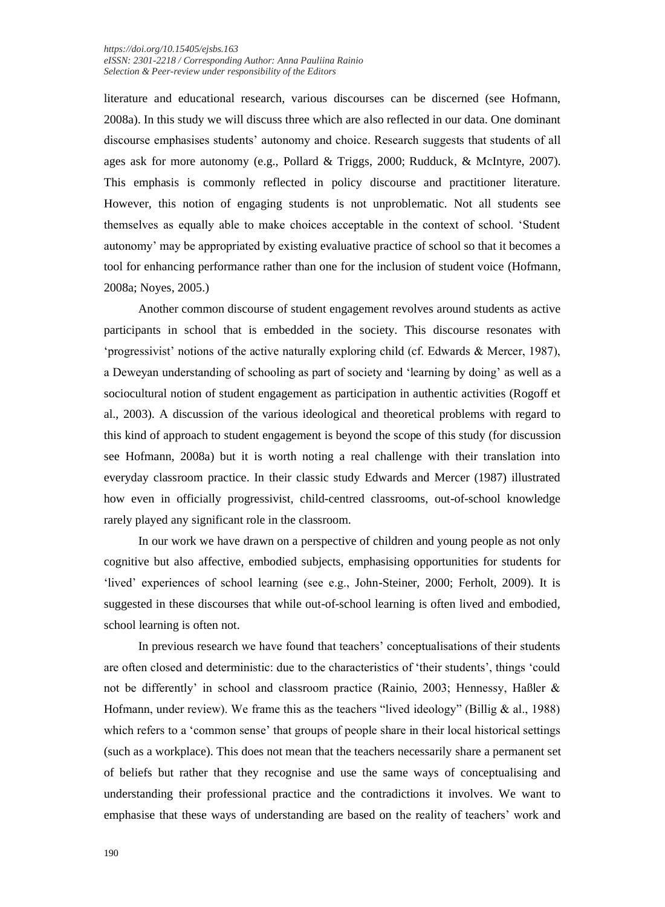literature and educational research, various discourses can be discerned (see Hofmann, 2008a). In this study we will discuss three which are also reflected in our data. One dominant discourse emphasises students' autonomy and choice. Research suggests that students of all ages ask for more autonomy (e.g., Pollard & Triggs, 2000; Rudduck, & McIntyre, 2007). This emphasis is commonly reflected in policy discourse and practitioner literature. However, this notion of engaging students is not unproblematic. Not all students see themselves as equally able to make choices acceptable in the context of school. 'Student autonomy' may be appropriated by existing evaluative practice of school so that it becomes a tool for enhancing performance rather than one for the inclusion of student voice (Hofmann, 2008a; Noyes, 2005.)

Another common discourse of student engagement revolves around students as active participants in school that is embedded in the society. This discourse resonates with 'progressivist' notions of the active naturally exploring child (cf. Edwards & Mercer, 1987), a Deweyan understanding of schooling as part of society and 'learning by doing' as well as a sociocultural notion of student engagement as participation in authentic activities (Rogoff et al., 2003). A discussion of the various ideological and theoretical problems with regard to this kind of approach to student engagement is beyond the scope of this study (for discussion see Hofmann, 2008a) but it is worth noting a real challenge with their translation into everyday classroom practice. In their classic study Edwards and Mercer (1987) illustrated how even in officially progressivist, child-centred classrooms, out-of-school knowledge rarely played any significant role in the classroom.

In our work we have drawn on a perspective of children and young people as not only cognitive but also affective, embodied subjects, emphasising opportunities for students for 'lived' experiences of school learning (see e.g., John-Steiner, 2000; Ferholt, 2009). It is suggested in these discourses that while out-of-school learning is often lived and embodied, school learning is often not.

In previous research we have found that teachers' conceptualisations of their students are often closed and deterministic: due to the characteristics of 'their students', things 'could not be differently' in school and classroom practice (Rainio, 2003; Hennessy, Haßler & Hofmann, under review). We frame this as the teachers "lived ideology" (Billig & al., 1988) which refers to a 'common sense' that groups of people share in their local historical settings (such as a workplace). This does not mean that the teachers necessarily share a permanent set of beliefs but rather that they recognise and use the same ways of conceptualising and understanding their professional practice and the contradictions it involves. We want to emphasise that these ways of understanding are based on the reality of teachers' work and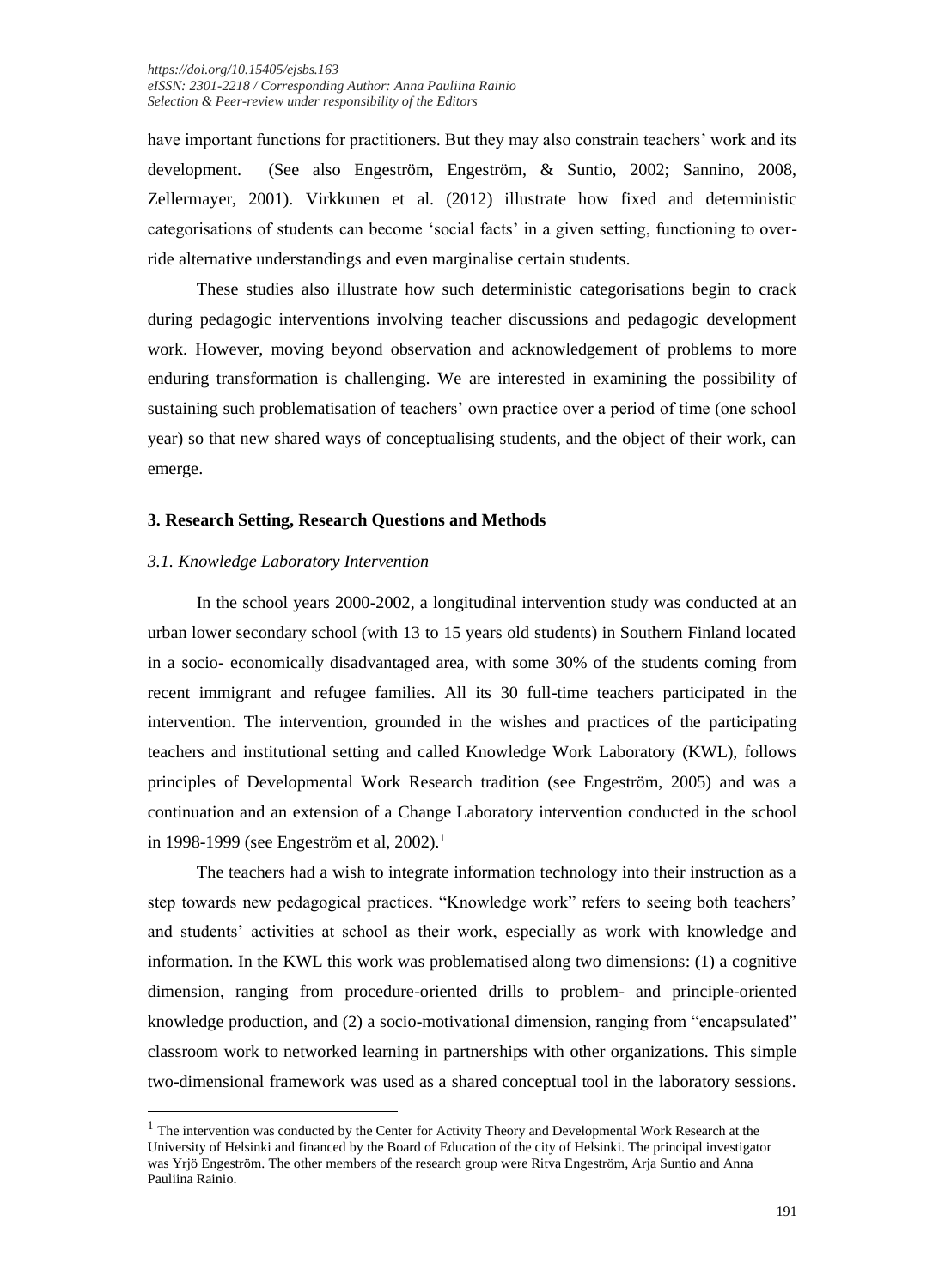have important functions for practitioners. But they may also constrain teachers' work and its development. (See also Engeström, Engeström, & Suntio, 2002; Sannino, 2008, Zellermayer, 2001). Virkkunen et al. (2012) illustrate how fixed and deterministic categorisations of students can become 'social facts' in a given setting, functioning to over-ride alternative understandings and even marginalise certain students.

These studies also illustrate how such deterministic categorisations begin to crack during pedagogic interventions involving teacher discussions and pedagogic development work. However, moving beyond observation and acknowledgement of problems to more enduring transformation is challenging. We are interested in examining the possibility of sustaining such problematisation of teachers' own practice over a period of time (one school year) so that new shared ways of conceptualising students, and the object of their work, can emerge.

## 3. Research Setting, Research Questions and Methods

### *3.1. Knowledge Laboratory Intervention*

In the school years 2000-2002, a longitudinal intervention study was conducted at an urban lower secondary school (with 13 to 15 years old students) in Southern Finland located in a socio- economically disadvantaged area, with some 30% of the students coming from recent immigrant and refugee families. All its 30 full-time teachers participated in the intervention. The intervention, grounded in the wishes and practices of the participating teachers and institutional setting and called Knowledge Work Laboratory (KWL), follows principles of Developmental Work Research tradition (see Engeström, 2005) and was a continuation and an extension of a Change Laboratory intervention conducted in the school in 1998-1999 (see Engeström et al, 2002).[1]

The teachers had a wish to integrate information technology into their instruction as a step towards new pedagogical practices. "Knowledge work" refers to seeing both teachers' and students' activities at school as their work, especially as work with knowledge and information. In the KWL this work was problematised along two dimensions: (1) a cognitive dimension, ranging from procedure-oriented drills to problem- and principle-oriented knowledge production, and (2) a socio-motivational dimension, ranging from "encapsulated" classroom work to networked learning in partnerships with other organizations. This simple two-dimensional framework was used as a shared conceptual tool in the laboratory sessions.

[1] The intervention was conducted by the Center for Activity Theory and Developmental Work Research at the University of Helsinki and financed by the Board of Education of the city of Helsinki. The principal investigator was Yrjö Engeström. The other members of the research group were Ritva Engeström, Arja Suntio and Anna Pauliina Rainio.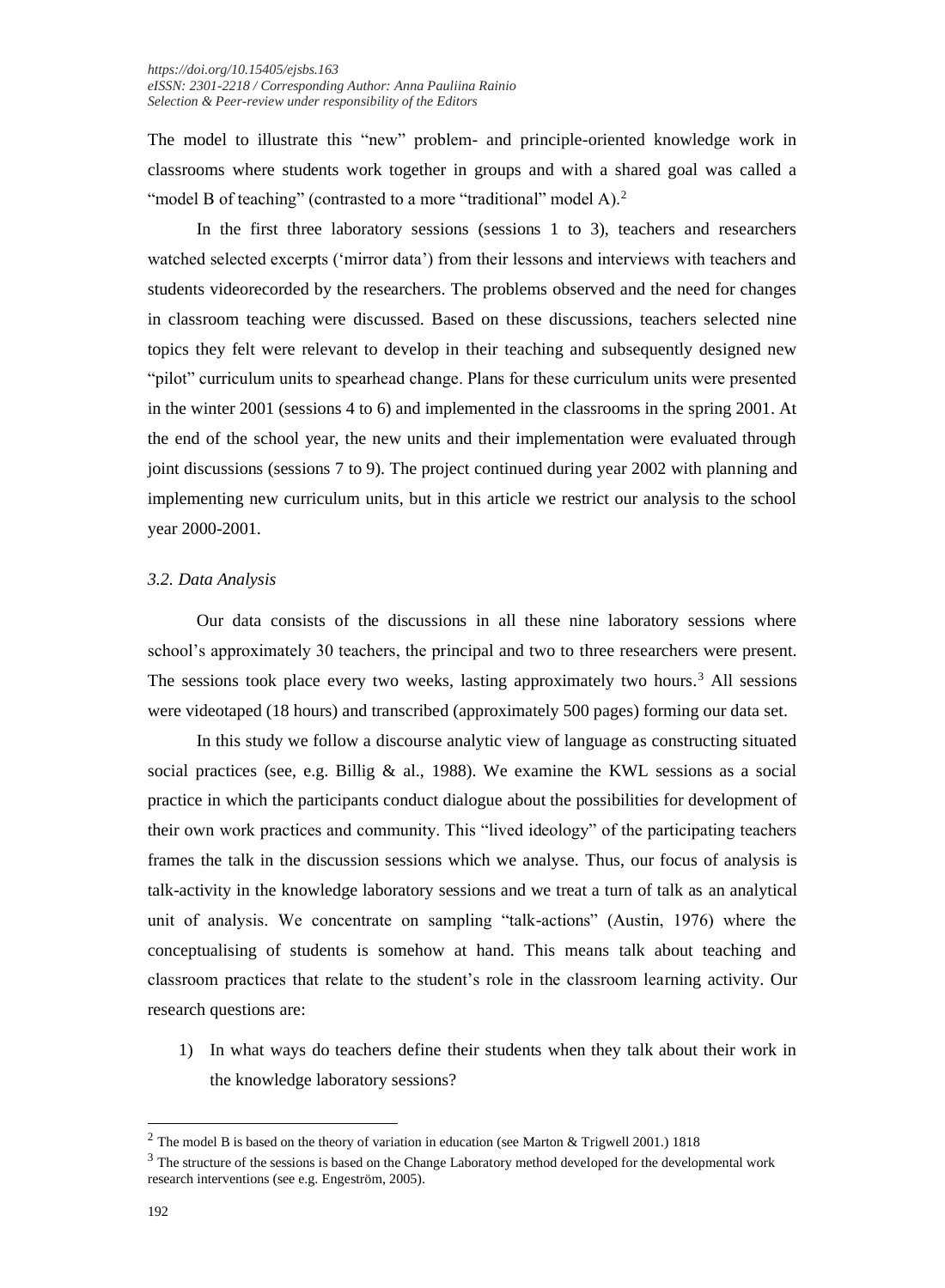The model to illustrate this "new" problem- and principle-oriented knowledge work in classrooms where students work together in groups and with a shared goal was called a "model B of teaching" (contrasted to a more "traditional" model A).[2]

In the first three laboratory sessions (sessions 1 to 3), teachers and researchers watched selected excerpts ('mirror data') from their lessons and interviews with teachers and students videorecorded by the researchers. The problems observed and the need for changes in classroom teaching were discussed. Based on these discussions, teachers selected nine topics they felt were relevant to develop in their teaching and subsequently designed new "pilot" curriculum units to spearhead change. Plans for these curriculum units were presented in the winter 2001 (sessions 4 to 6) and implemented in the classrooms in the spring 2001. At the end of the school year, the new units and their implementation were evaluated through joint discussions (sessions 7 to 9). The project continued during year 2002 with planning and implementing new curriculum units, but in this article we restrict our analysis to the school year 2000-2001.

### *3.2. Data Analysis*

Our data consists of the discussions in all these nine laboratory sessions where school's approximately 30 teachers, the principal and two to three researchers were present. The sessions took place every two weeks, lasting approximately two hours.[3] All sessions were videotaped (18 hours) and transcribed (approximately 500 pages) forming our data set.

In this study we follow a discourse analytic view of language as constructing situated social practices (see, e.g. Billig & al., 1988). We examine the KWL sessions as a social practice in which the participants conduct dialogue about the possibilities for development of their own work practices and community. This "lived ideology" of the participating teachers frames the talk in the discussion sessions which we analyse. Thus, our focus of analysis is talk-activity in the knowledge laboratory sessions and we treat a turn of talk as an analytical unit of analysis. We concentrate on sampling "talk-actions" (Austin, 1976) where the conceptualising of students is somehow at hand. This means talk about teaching and classroom practices that relate to the student's role in the classroom learning activity. Our research questions are:

1) In what ways do teachers define their students when they talk about their work in the knowledge laboratory sessions?

[2] The model B is based on the theory of variation in education (see Marton & Trigwell 2001.) 1818

[3] The structure of the sessions is based on the Change Laboratory method developed for the developmental work research interventions (see e.g. Engeström, 2005).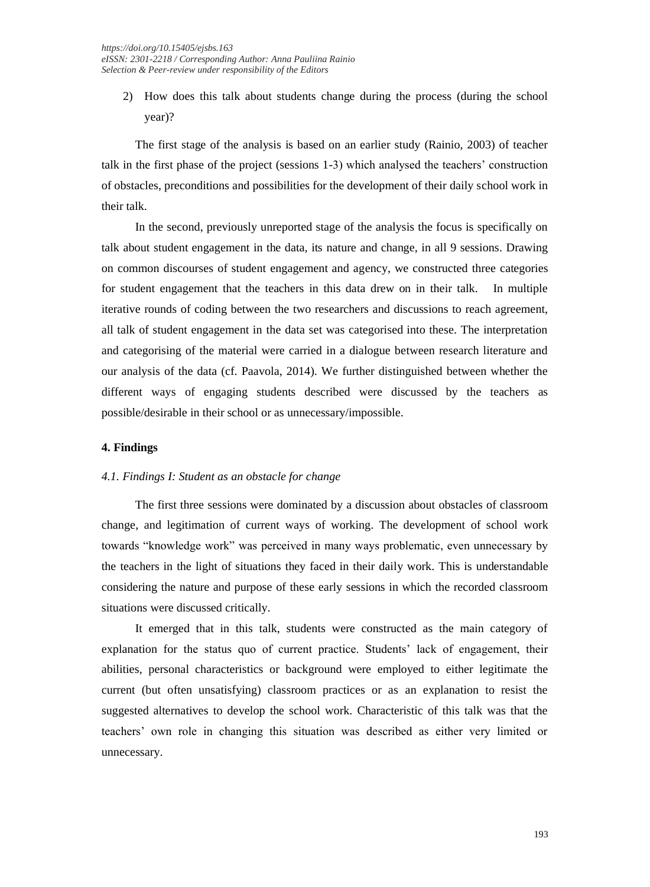2) How does this talk about students change during the process (during the school year)?

The first stage of the analysis is based on an earlier study (Rainio, 2003) of teacher talk in the first phase of the project (sessions 1-3) which analysed the teachers' construction of obstacles, preconditions and possibilities for the development of their daily school work in their talk.

In the second, previously unreported stage of the analysis the focus is specifically on talk about student engagement in the data, its nature and change, in all 9 sessions. Drawing on common discourses of student engagement and agency, we constructed three categories for student engagement that the teachers in this data drew on in their talk. In multiple iterative rounds of coding between the two researchers and discussions to reach agreement, all talk of student engagement in the data set was categorised into these. The interpretation and categorising of the material were carried in a dialogue between research literature and our analysis of the data (cf. Paavola, 2014). We further distinguished between whether the different ways of engaging students described were discussed by the teachers as possible/desirable in their school or as unnecessary/impossible.

## 4. Findings

### *4.1. Findings I: Student as an obstacle for change*

The first three sessions were dominated by a discussion about obstacles of classroom change, and legitimation of current ways of working. The development of school work towards "knowledge work" was perceived in many ways problematic, even unnecessary by the teachers in the light of situations they faced in their daily work. This is understandable considering the nature and purpose of these early sessions in which the recorded classroom situations were discussed critically.

It emerged that in this talk, students were constructed as the main category of explanation for the status quo of current practice. Students' lack of engagement, their abilities, personal characteristics or background were employed to either legitimate the current (but often unsatisfying) classroom practices or as an explanation to resist the suggested alternatives to develop the school work. Characteristic of this talk was that the teachers' own role in changing this situation was described as either very limited or unnecessary.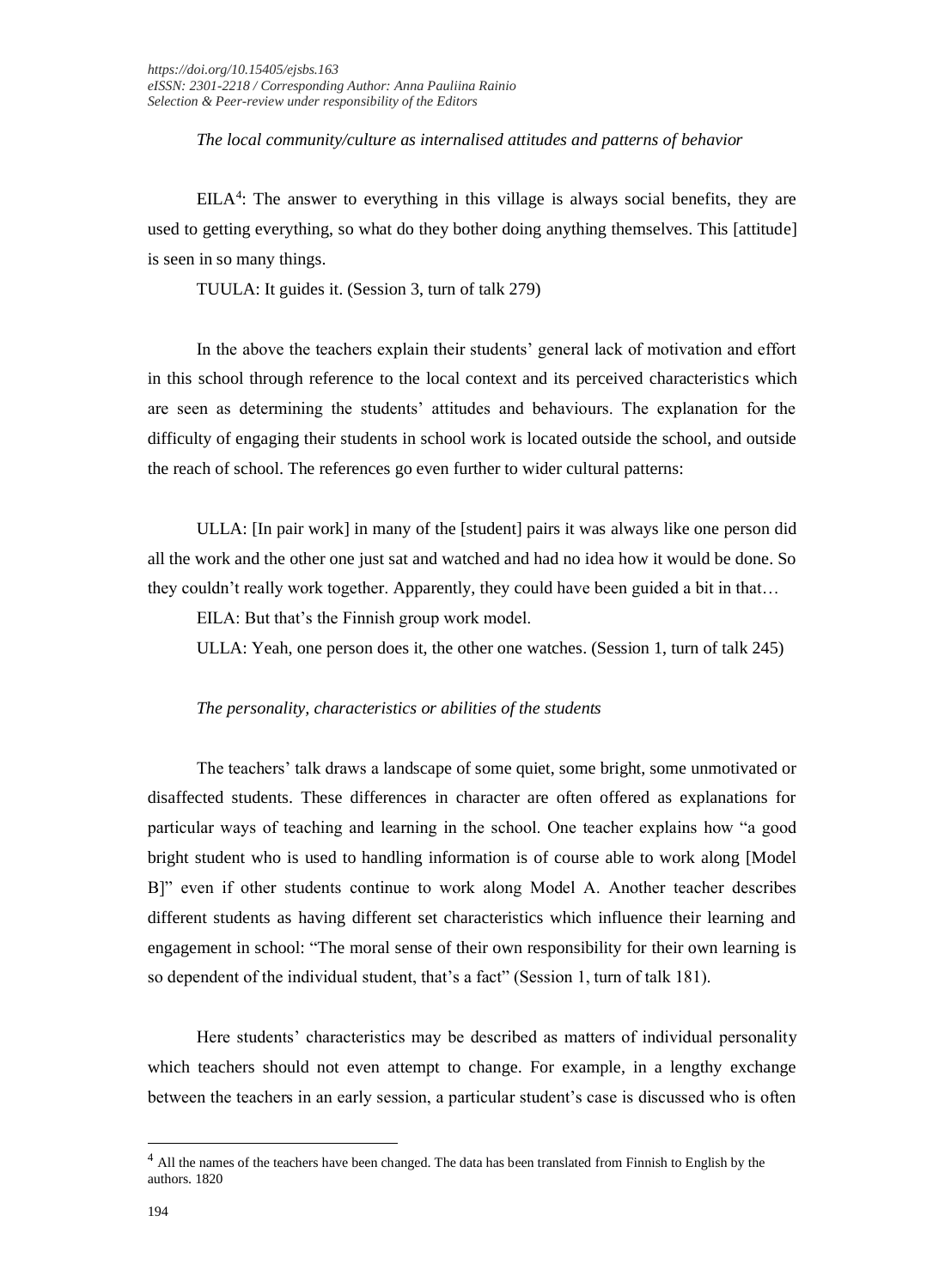*The local community/culture as internalised attitudes and patterns of behavior*

EILA[4]: The answer to everything in this village is always social benefits, they are used to getting everything, so what do they bother doing anything themselves. This [attitude] is seen in so many things.

TUULA: It guides it. (Session 3, turn of talk 279)

In the above the teachers explain their students' general lack of motivation and effort in this school through reference to the local context and its perceived characteristics which are seen as determining the students' attitudes and behaviours. The explanation for the difficulty of engaging their students in school work is located outside the school, and outside the reach of school. The references go even further to wider cultural patterns:

ULLA: [In pair work] in many of the [student] pairs it was always like one person did all the work and the other one just sat and watched and had no idea how it would be done. So they couldn't really work together. Apparently, they could have been guided a bit in that…

EILA: But that's the Finnish group work model.

ULLA: Yeah, one person does it, the other one watches. (Session 1, turn of talk 245)

*The personality, characteristics or abilities of the students*

The teachers' talk draws a landscape of some quiet, some bright, some unmotivated or disaffected students. These differences in character are often offered as explanations for particular ways of teaching and learning in the school. One teacher explains how "a good bright student who is used to handling information is of course able to work along [Model B]" even if other students continue to work along Model A. Another teacher describes different students as having different set characteristics which influence their learning and engagement in school: "The moral sense of their own responsibility for their own learning is so dependent of the individual student, that's a fact" (Session 1, turn of talk 181).

Here students' characteristics may be described as matters of individual personality which teachers should not even attempt to change. For example, in a lengthy exchange between the teachers in an early session, a particular student's case is discussed who is often

---

[4] All the names of the teachers have been changed. The data has been translated from Finnish to English by the authors. 1820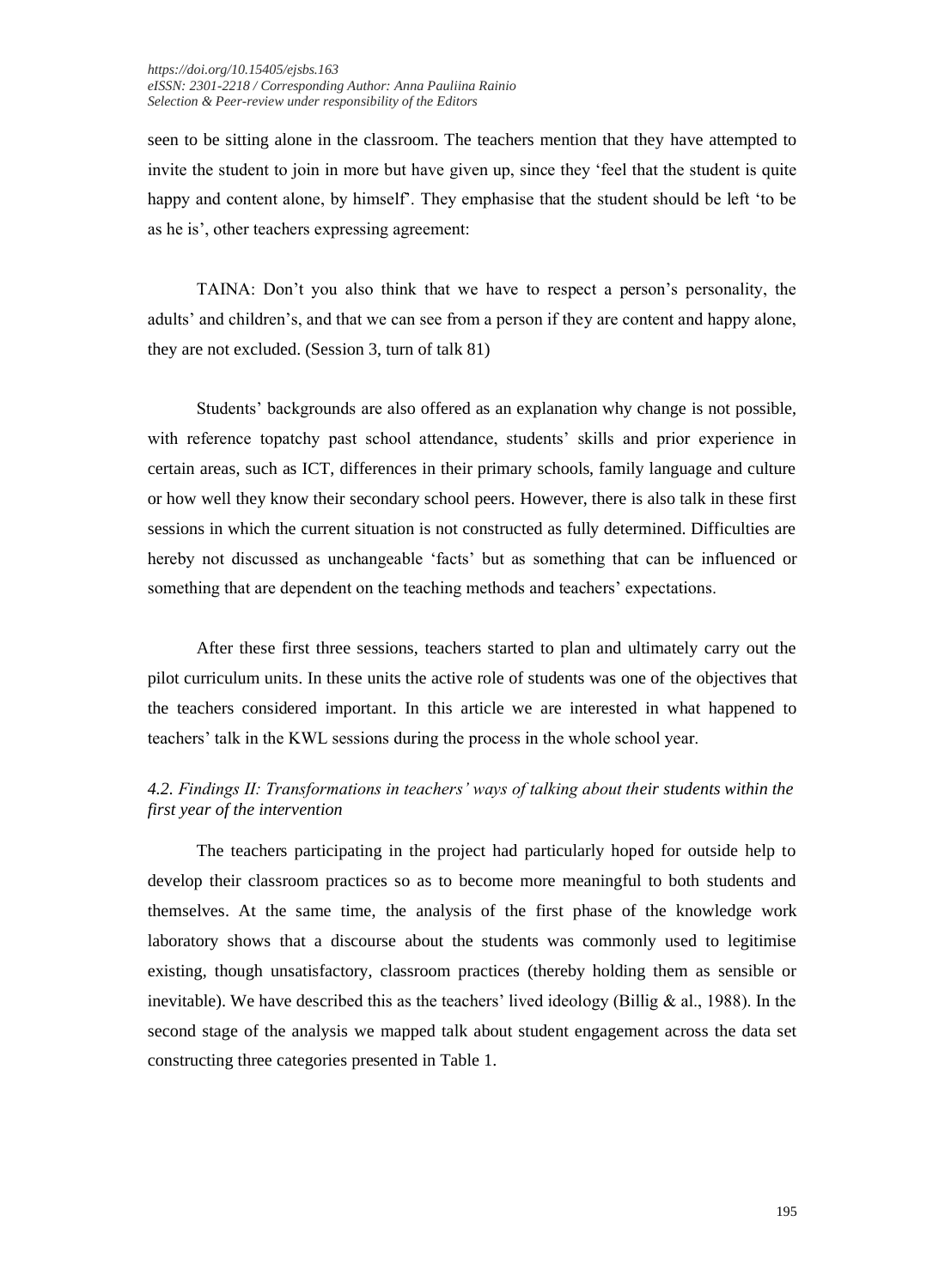seen to be sitting alone in the classroom. The teachers mention that they have attempted to invite the student to join in more but have given up, since they 'feel that the student is quite happy and content alone, by himself'. They emphasise that the student should be left 'to be as he is', other teachers expressing agreement:

TAINA: Don't you also think that we have to respect a person's personality, the adults' and children's, and that we can see from a person if they are content and happy alone, they are not excluded. (Session 3, turn of talk 81)

Students' backgrounds are also offered as an explanation why change is not possible, with reference topatchy past school attendance, students' skills and prior experience in certain areas, such as ICT, differences in their primary schools, family language and culture or how well they know their secondary school peers. However, there is also talk in these first sessions in which the current situation is not constructed as fully determined. Difficulties are hereby not discussed as unchangeable 'facts' but as something that can be influenced or something that are dependent on the teaching methods and teachers' expectations.

After these first three sessions, teachers started to plan and ultimately carry out the pilot curriculum units. In these units the active role of students was one of the objectives that the teachers considered important. In this article we are interested in what happened to teachers' talk in the KWL sessions during the process in the whole school year.

### *4.2. Findings II: Transformations in teachers' ways of talking about their students within the first year of the intervention*

The teachers participating in the project had particularly hoped for outside help to develop their classroom practices so as to become more meaningful to both students and themselves. At the same time, the analysis of the first phase of the knowledge work laboratory shows that a discourse about the students was commonly used to legitimise existing, though unsatisfactory, classroom practices (thereby holding them as sensible or inevitable). We have described this as the teachers' lived ideology (Billig & al., 1988). In the second stage of the analysis we mapped talk about student engagement across the data set constructing three categories presented in Table 1.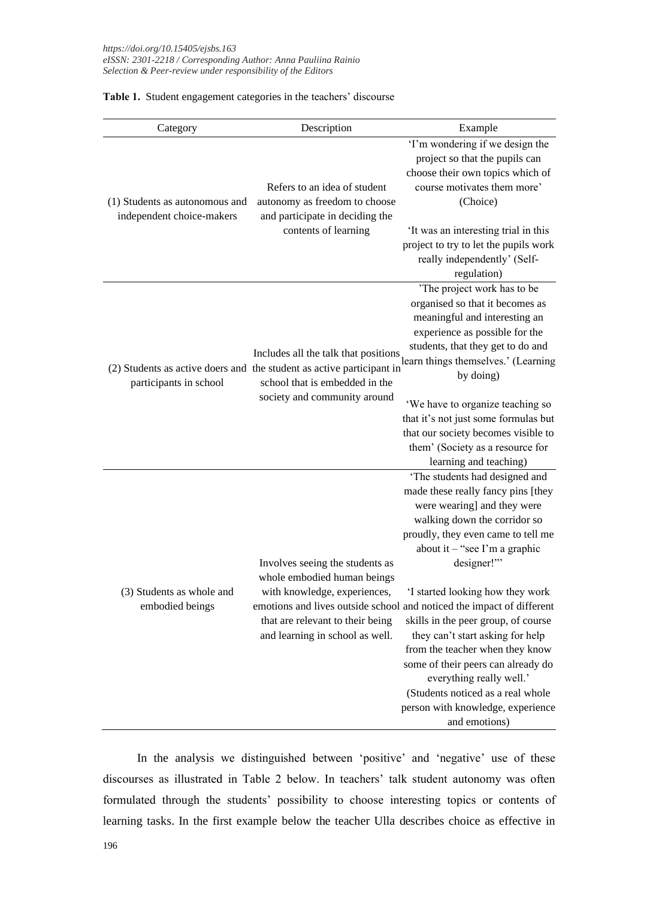**Table 1.** Student engagement categories in the teachers' discourse

| Category | Description | Example |
|---|---|---|
| (1) Students as autonomous and independent choice-makers | Refers to an idea of student autonomy as freedom to choose and participate in deciding the contents of learning | 'I'm wondering if we design the project so that the pupils can choose their own topics which of course motivates them more' (Choice)<br><br>'It was an interesting trial in this project to try to let the pupils work really independently' (Self-regulation) |
| (2) Students as active doers and participants in school | Includes all the talk that positions the student as active participant in school that is embedded in the society and community around | 'The project work has to be organised so that it becomes as meaningful and interesting an experience as possible for the students, that they get to do and learn things themselves.' (Learning by doing)<br><br>'We have to organize teaching so that it's not just some formulas but that our society becomes visible to them' (Society as a resource for learning and teaching) |
| (3) Students as whole and embodied beings | Involves seeing the students as whole embodied human beings with knowledge, experiences, emotions and lives outside school that are relevant to their being and learning in school as well. | 'The students had designed and made these really fancy pins [they were wearing] and they were walking down the corridor so proudly, they even came to tell me about it – "see I'm a graphic designer!"'<br><br>'I started looking how they work and noticed the impact of different skills in the peer group, of course they can't start asking for help from the teacher when they know some of their peers can already do everything really well.' (Students noticed as a real whole person with knowledge, experience and emotions) |

In the analysis we distinguished between 'positive' and 'negative' use of these discourses as illustrated in Table 2 below. In teachers' talk student autonomy was often formulated through the students' possibility to choose interesting topics or contents of learning tasks. In the first example below the teacher Ulla describes choice as effective in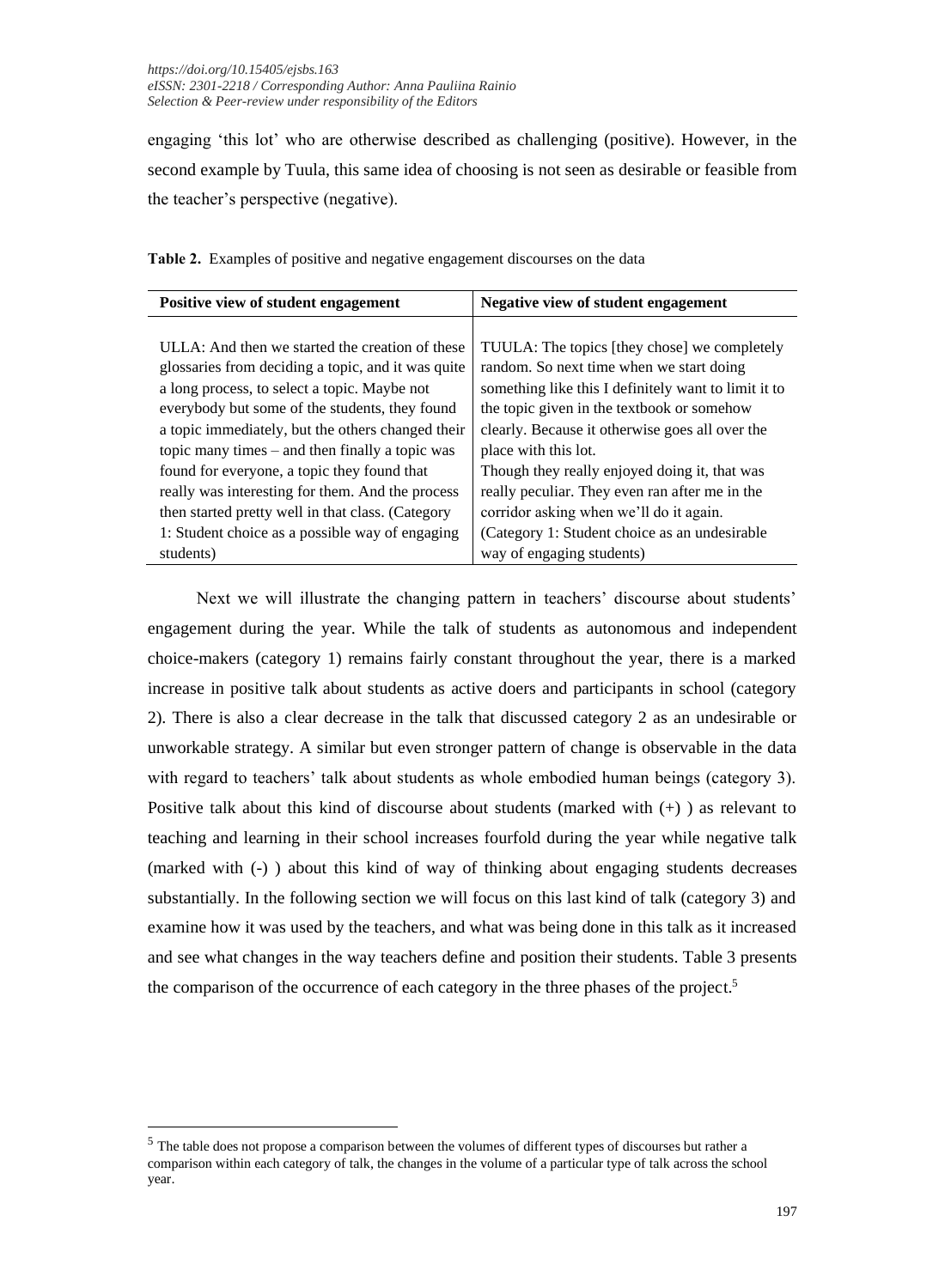engaging 'this lot' who are otherwise described as challenging (positive). However, in the second example by Tuula, this same idea of choosing is not seen as desirable or feasible from the teacher's perspective (negative).

**Table 2.** Examples of positive and negative engagement discourses on the data

| Positive view of student engagement | Negative view of student engagement |
|---|---|
| ULLA: And then we started the creation of these glossaries from deciding a topic, and it was quite a long process, to select a topic. Maybe not everybody but some of the students, they found a topic immediately, but the others changed their topic many times – and then finally a topic was found for everyone, a topic they found that really was interesting for them. And the process then started pretty well in that class. (Category 1: Student choice as a possible way of engaging students) | TUULA: The topics [they chose] we completely random. So next time when we start doing something like this I definitely want to limit it to the topic given in the textbook or somehow clearly. Because it otherwise goes all over the place with this lot. Though they really enjoyed doing it, that was really peculiar. They even ran after me in the corridor asking when we'll do it again. (Category 1: Student choice as an undesirable way of engaging students) |

Next we will illustrate the changing pattern in teachers' discourse about students' engagement during the year. While the talk of students as autonomous and independent choice-makers (category 1) remains fairly constant throughout the year, there is a marked increase in positive talk about students as active doers and participants in school (category 2). There is also a clear decrease in the talk that discussed category 2 as an undesirable or unworkable strategy. A similar but even stronger pattern of change is observable in the data with regard to teachers' talk about students as whole embodied human beings (category 3). Positive talk about this kind of discourse about students (marked with (+) ) as relevant to teaching and learning in their school increases fourfold during the year while negative talk (marked with (-) ) about this kind of way of thinking about engaging students decreases substantially. In the following section we will focus on this last kind of talk (category 3) and examine how it was used by the teachers, and what was being done in this talk as it increased and see what changes in the way teachers define and position their students. Table 3 presents the comparison of the occurrence of each category in the three phases of the project.[5]

[5] The table does not propose a comparison between the volumes of different types of discourses but rather a comparison within each category of talk, the changes in the volume of a particular type of talk across the school year.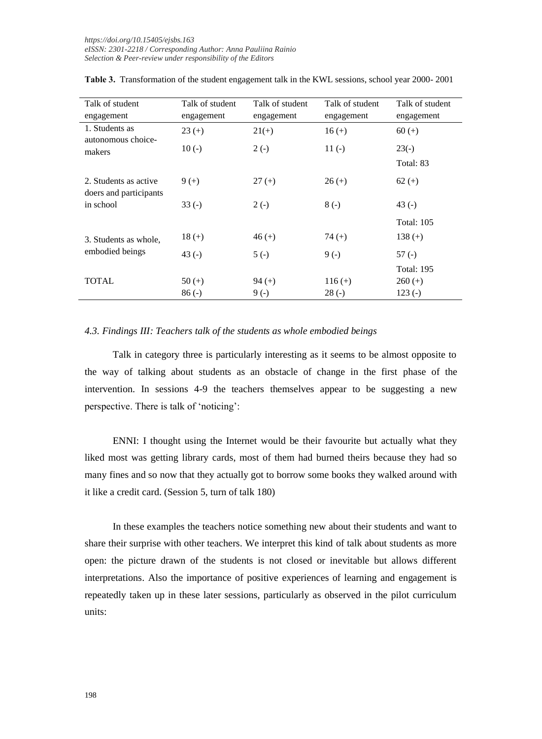**Table 3.** Transformation of the student engagement talk in the KWL sessions, school year 2000- 2001

| Talk of student engagement | Talk of student engagement | Talk of student engagement | Talk of student engagement | Talk of student engagement |
|---|---|---|---|---|
| 1. Students as autonomous choice-makers | 23 (+) | 21(+) | 16 (+) | 60 (+) |
| | 10 (-) | 2 (-) | 11 (-) | 23(-) |
| | | | | Total: 83 |
| 2. Students as active doers and participants in school | 9 (+) | 27 (+) | 26 (+) | 62 (+) |
| | 33 (-) | 2 (-) | 8 (-) | 43 (-) |
| | | | | Total: 105 |
| 3. Students as whole, embodied beings | 18 (+) | 46 (+) | 74 (+) | 138 (+) |
| | 43 (-) | 5 (-) | 9 (-) | 57 (-) |
| | | | | Total: 195 |
| TOTAL | 50 (+) | 94 (+) | 116 (+) | 260 (+) |
| | 86 (-) | 9 (-) | 28 (-) | 123 (-) |

### *4.3. Findings III: Teachers talk of the students as whole embodied beings*

Talk in category three is particularly interesting as it seems to be almost opposite to the way of talking about students as an obstacle of change in the first phase of the intervention. In sessions 4-9 the teachers themselves appear to be suggesting a new perspective. There is talk of 'noticing':

ENNI: I thought using the Internet would be their favourite but actually what they liked most was getting library cards, most of them had burned theirs because they had so many fines and so now that they actually got to borrow some books they walked around with it like a credit card. (Session 5, turn of talk 180)

In these examples the teachers notice something new about their students and want to share their surprise with other teachers. We interpret this kind of talk about students as more open: the picture drawn of the students is not closed or inevitable but allows different interpretations. Also the importance of positive experiences of learning and engagement is repeatedly taken up in these later sessions, particularly as observed in the pilot curriculum units: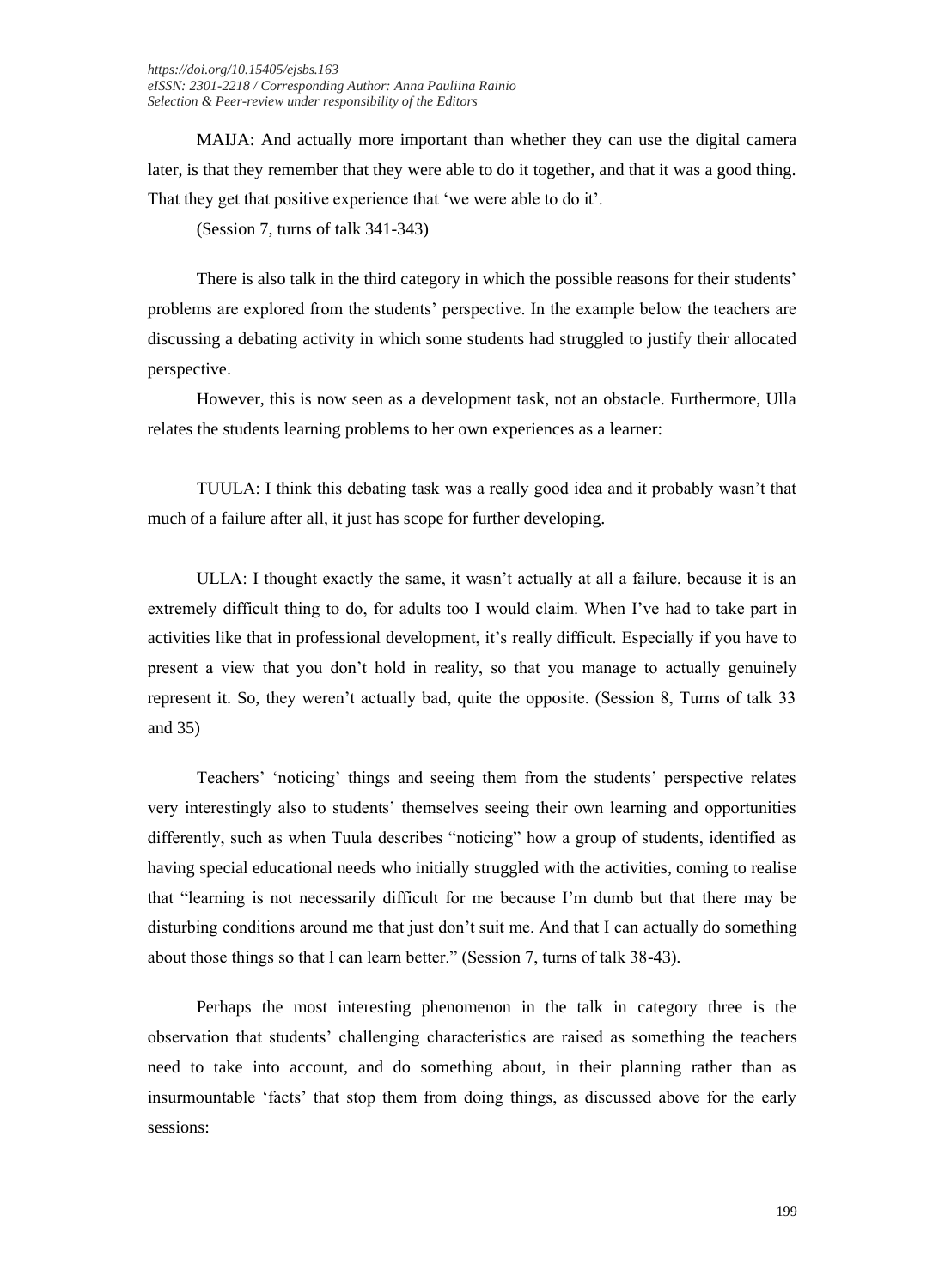MAIJA: And actually more important than whether they can use the digital camera later, is that they remember that they were able to do it together, and that it was a good thing. That they get that positive experience that 'we were able to do it'.

(Session 7, turns of talk 341-343)

There is also talk in the third category in which the possible reasons for their students' problems are explored from the students' perspective. In the example below the teachers are discussing a debating activity in which some students had struggled to justify their allocated perspective.

However, this is now seen as a development task, not an obstacle. Furthermore, Ulla relates the students learning problems to her own experiences as a learner:

TUULA: I think this debating task was a really good idea and it probably wasn't that much of a failure after all, it just has scope for further developing.

ULLA: I thought exactly the same, it wasn't actually at all a failure, because it is an extremely difficult thing to do, for adults too I would claim. When I've had to take part in activities like that in professional development, it's really difficult. Especially if you have to present a view that you don't hold in reality, so that you manage to actually genuinely represent it. So, they weren't actually bad, quite the opposite. (Session 8, Turns of talk 33 and 35)

Teachers' 'noticing' things and seeing them from the students' perspective relates very interestingly also to students' themselves seeing their own learning and opportunities differently, such as when Tuula describes "noticing" how a group of students, identified as having special educational needs who initially struggled with the activities, coming to realise that "learning is not necessarily difficult for me because I'm dumb but that there may be disturbing conditions around me that just don't suit me. And that I can actually do something about those things so that I can learn better." (Session 7, turns of talk 38-43).

Perhaps the most interesting phenomenon in the talk in category three is the observation that students' challenging characteristics are raised as something the teachers need to take into account, and do something about, in their planning rather than as insurmountable 'facts' that stop them from doing things, as discussed above for the early sessions: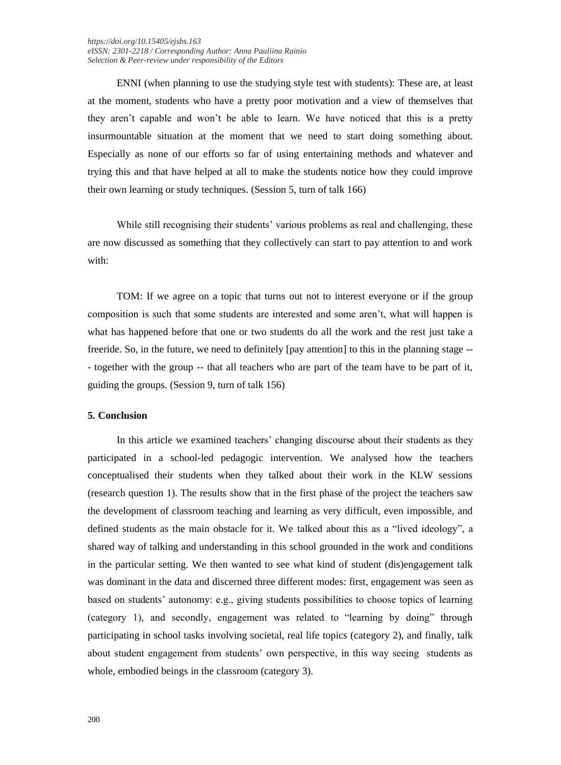ENNI (when planning to use the studying style test with students): These are, at least at the moment, students who have a pretty poor motivation and a view of themselves that they aren't capable and won't be able to learn. We have noticed that this is a pretty insurmountable situation at the moment that we need to start doing something about. Especially as none of our efforts so far of using entertaining methods and whatever and trying this and that have helped at all to make the students notice how they could improve their own learning or study techniques. (Session 5, turn of talk 166)

While still recognising their students' various problems as real and challenging, these are now discussed as something that they collectively can start to pay attention to and work with:

TOM: If we agree on a topic that turns out not to interest everyone or if the group composition is such that some students are interested and some aren't, what will happen is what has happened before that one or two students do all the work and the rest just take a freeride. So, in the future, we need to definitely [pay attention] to this in the planning stage --- together with the group -- that all teachers who are part of the team have to be part of it, guiding the groups. (Session 9, turn of talk 156)

## 5. Conclusion

In this article we examined teachers' changing discourse about their students as they participated in a school-led pedagogic intervention. We analysed how the teachers conceptualised their students when they talked about their work in the KLW sessions (research question 1). The results show that in the first phase of the project the teachers saw the development of classroom teaching and learning as very difficult, even impossible, and defined students as the main obstacle for it. We talked about this as a "lived ideology", a shared way of talking and understanding in this school grounded in the work and conditions in the particular setting. We then wanted to see what kind of student (dis)engagement talk was dominant in the data and discerned three different modes: first, engagement was seen as based on students' autonomy: e.g., giving students possibilities to choose topics of learning (category 1), and secondly, engagement was related to "learning by doing" through participating in school tasks involving societal, real life topics (category 2), and finally, talk about student engagement from students' own perspective, in this way seeing students as whole, embodied beings in the classroom (category 3).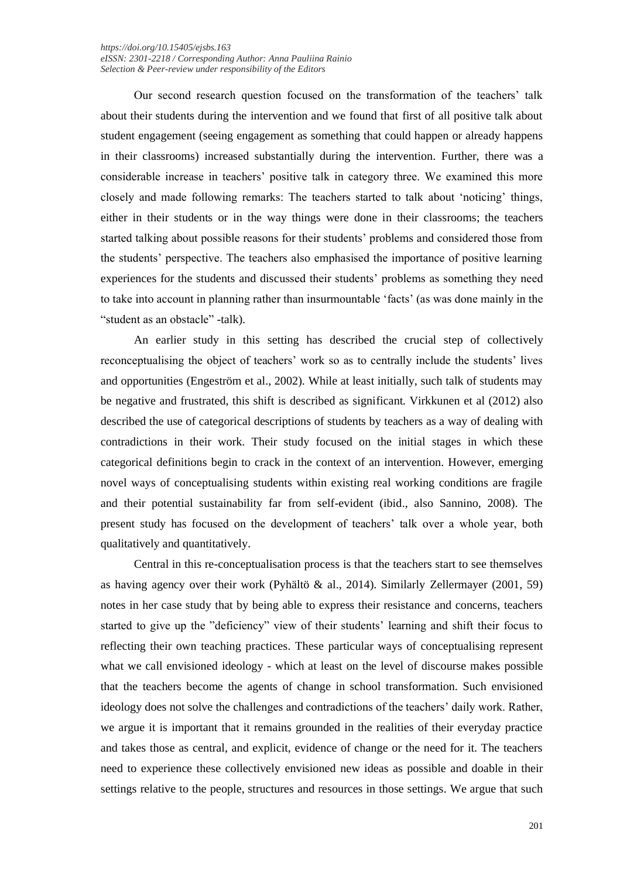Our second research question focused on the transformation of the teachers' talk about their students during the intervention and we found that first of all positive talk about student engagement (seeing engagement as something that could happen or already happens in their classrooms) increased substantially during the intervention. Further, there was a considerable increase in teachers' positive talk in category three. We examined this more closely and made following remarks: The teachers started to talk about 'noticing' things, either in their students or in the way things were done in their classrooms; the teachers started talking about possible reasons for their students' problems and considered those from the students' perspective. The teachers also emphasised the importance of positive learning experiences for the students and discussed their students' problems as something they need to take into account in planning rather than insurmountable 'facts' (as was done mainly in the "student as an obstacle" -talk).

An earlier study in this setting has described the crucial step of collectively reconceptualising the object of teachers' work so as to centrally include the students' lives and opportunities (Engeström et al., 2002). While at least initially, such talk of students may be negative and frustrated, this shift is described as significant. Virkkunen et al (2012) also described the use of categorical descriptions of students by teachers as a way of dealing with contradictions in their work. Their study focused on the initial stages in which these categorical definitions begin to crack in the context of an intervention. However, emerging novel ways of conceptualising students within existing real working conditions are fragile and their potential sustainability far from self-evident (ibid., also Sannino, 2008). The present study has focused on the development of teachers' talk over a whole year, both qualitatively and quantitatively.

Central in this re-conceptualisation process is that the teachers start to see themselves as having agency over their work (Pyhältö & al., 2014). Similarly Zellermayer (2001, 59) notes in her case study that by being able to express their resistance and concerns, teachers started to give up the "deficiency" view of their students' learning and shift their focus to reflecting their own teaching practices. These particular ways of conceptualising represent what we call envisioned ideology - which at least on the level of discourse makes possible that the teachers become the agents of change in school transformation. Such envisioned ideology does not solve the challenges and contradictions of the teachers' daily work. Rather, we argue it is important that it remains grounded in the realities of their everyday practice and takes those as central, and explicit, evidence of change or the need for it. The teachers need to experience these collectively envisioned new ideas as possible and doable in their settings relative to the people, structures and resources in those settings. We argue that such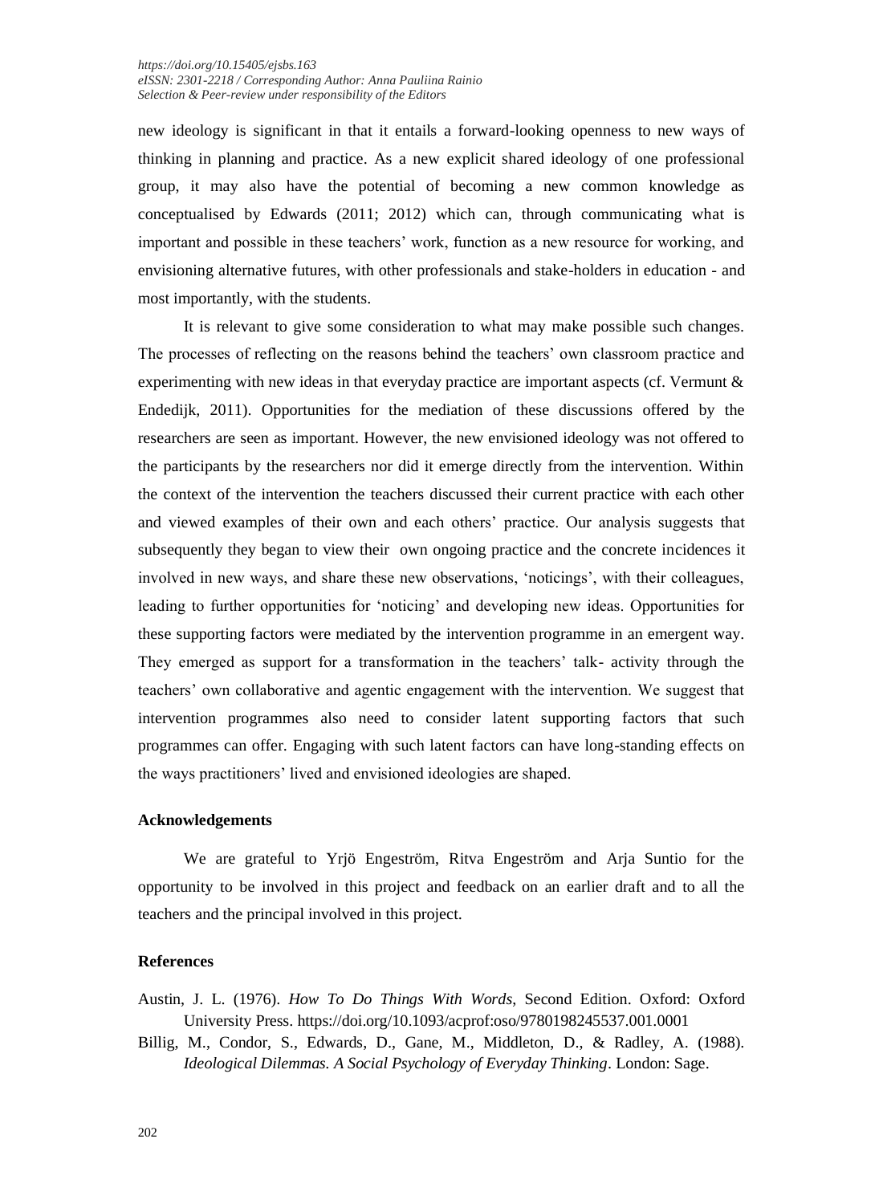new ideology is significant in that it entails a forward-looking openness to new ways of thinking in planning and practice. As a new explicit shared ideology of one professional group, it may also have the potential of becoming a new common knowledge as conceptualised by Edwards (2011; 2012) which can, through communicating what is important and possible in these teachers' work, function as a new resource for working, and envisioning alternative futures, with other professionals and stake-holders in education - and most importantly, with the students.

It is relevant to give some consideration to what may make possible such changes. The processes of reflecting on the reasons behind the teachers' own classroom practice and experimenting with new ideas in that everyday practice are important aspects (cf. Vermunt & Endedijk, 2011). Opportunities for the mediation of these discussions offered by the researchers are seen as important. However, the new envisioned ideology was not offered to the participants by the researchers nor did it emerge directly from the intervention. Within the context of the intervention the teachers discussed their current practice with each other and viewed examples of their own and each others' practice. Our analysis suggests that subsequently they began to view their own ongoing practice and the concrete incidences it involved in new ways, and share these new observations, 'noticings', with their colleagues, leading to further opportunities for 'noticing' and developing new ideas. Opportunities for these supporting factors were mediated by the intervention programme in an emergent way. They emerged as support for a transformation in the teachers' talk- activity through the teachers' own collaborative and agentic engagement with the intervention. We suggest that intervention programmes also need to consider latent supporting factors that such programmes can offer. Engaging with such latent factors can have long-standing effects on the ways practitioners' lived and envisioned ideologies are shaped.

### Acknowledgements

We are grateful to Yrjö Engeström, Ritva Engeström and Arja Suntio for the opportunity to be involved in this project and feedback on an earlier draft and to all the teachers and the principal involved in this project.

### References

Austin, J. L. (1976). *How To Do Things With Words*, Second Edition. Oxford: Oxford University Press. https://doi.org/10.1093/acprof:oso/9780198245537.001.0001

Billig, M., Condor, S., Edwards, D., Gane, M., Middleton, D., & Radley, A. (1988). *Ideological Dilemmas. A Social Psychology of Everyday Thinking*. London: Sage.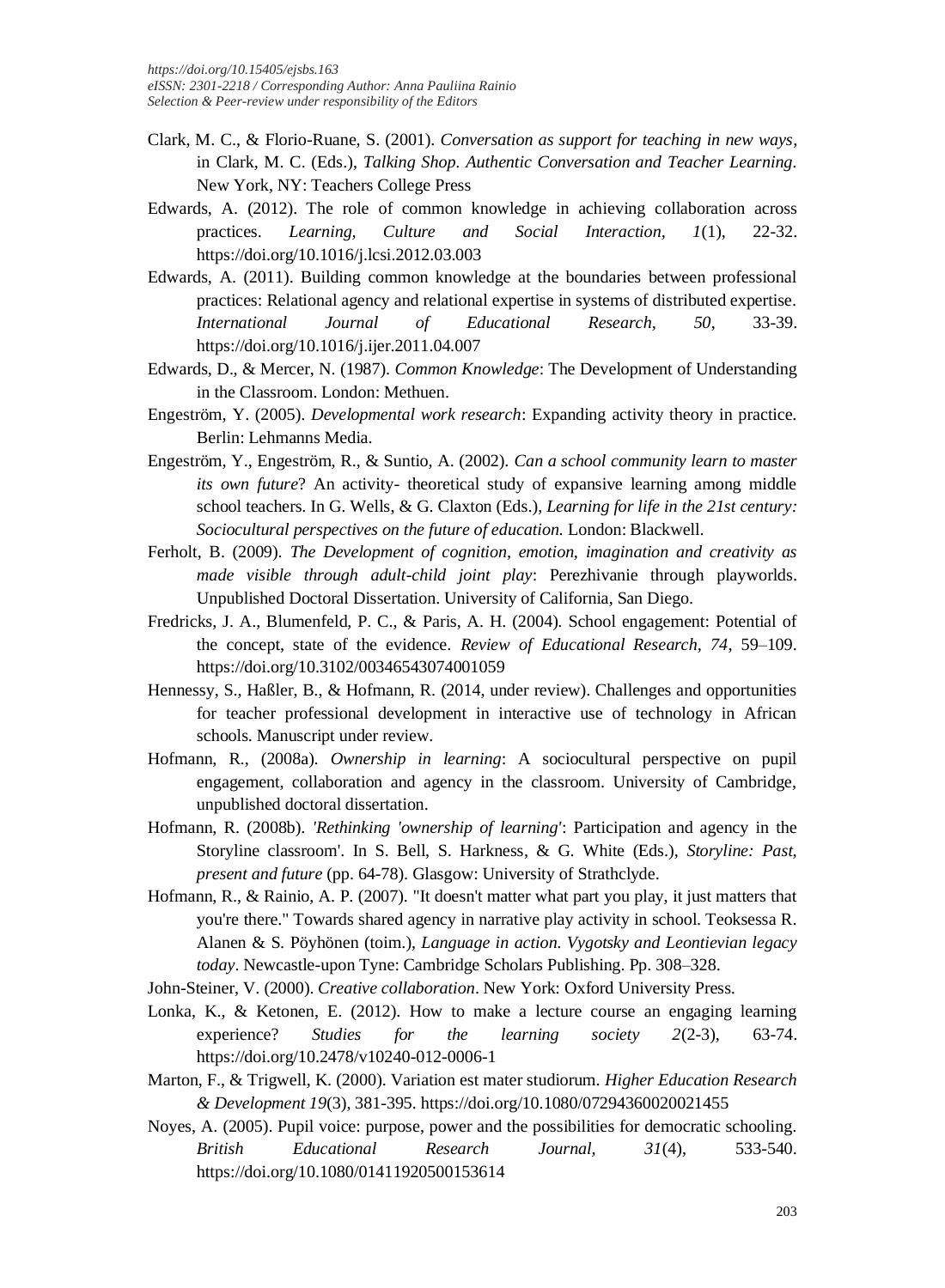Clark, M. C., & Florio-Ruane, S. (2001). *Conversation as support for teaching in new ways*, in Clark, M. C. (Eds.), *Talking Shop. Authentic Conversation and Teacher Learning*. New York, NY: Teachers College Press

Edwards, A. (2012). The role of common knowledge in achieving collaboration across practices. *Learning, Culture and Social Interaction*, *1*(1), 22-32. https://doi.org/10.1016/j.lcsi.2012.03.003

Edwards, A. (2011). Building common knowledge at the boundaries between professional practices: Relational agency and relational expertise in systems of distributed expertise. *International Journal of Educational Research*, *50*, 33-39. https://doi.org/10.1016/j.ijer.2011.04.007

Edwards, D., & Mercer, N. (1987). *Common Knowledge*: The Development of Understanding in the Classroom. London: Methuen.

Engeström, Y. (2005). *Developmental work research*: Expanding activity theory in practice. Berlin: Lehmanns Media.

Engeström, Y., Engeström, R., & Suntio, A. (2002). *Can a school community learn to master its own future*? An activity- theoretical study of expansive learning among middle school teachers. In G. Wells, & G. Claxton (Eds.), *Learning for life in the 21st century: Sociocultural perspectives on the future of education.* London: Blackwell.

Ferholt, B. (2009). *The Development of cognition, emotion, imagination and creativity as made visible through adult-child joint play*: Perezhivanie through playworlds. Unpublished Doctoral Dissertation. University of California, San Diego.

Fredricks, J. A., Blumenfeld, P. C., & Paris, A. H. (2004). School engagement: Potential of the concept, state of the evidence. *Review of Educational Research, 74*, 59–109. https://doi.org/10.3102/00346543074001059

Hennessy, S., Haßler, B., & Hofmann, R. (2014, under review). Challenges and opportunities for teacher professional development in interactive use of technology in African schools. Manuscript under review.

Hofmann, R., (2008a). *Ownership in learning*: A sociocultural perspective on pupil engagement, collaboration and agency in the classroom. University of Cambridge, unpublished doctoral dissertation.

Hofmann, R. (2008b). *'Rethinking 'ownership of learning'*: Participation and agency in the Storyline classroom'. In S. Bell, S. Harkness, & G. White (Eds.), *Storyline: Past, present and future* (pp. 64-78). Glasgow: University of Strathclyde.

Hofmann, R., & Rainio, A. P. (2007). "It doesn't matter what part you play, it just matters that you're there." Towards shared agency in narrative play activity in school. Teoksessa R. Alanen & S. Pöyhönen (toim.), *Language in action. Vygotsky and Leontievian legacy today*. Newcastle-upon Tyne: Cambridge Scholars Publishing. Pp. 308–328.

John-Steiner, V. (2000). *Creative collaboration*. New York: Oxford University Press.

Lonka, K., & Ketonen, E. (2012). How to make a lecture course an engaging learning experience? *Studies for the learning society 2*(2-3), 63-74. https://doi.org/10.2478/v10240-012-0006-1

Marton, F., & Trigwell, K. (2000). Variation est mater studiorum. *Higher Education Research & Development 19*(3), 381-395. https://doi.org/10.1080/07294360020021455

Noyes, A. (2005). Pupil voice: purpose, power and the possibilities for democratic schooling. *British Educational Research Journal*, *31*(4), 533-540. https://doi.org/10.1080/01411920500153614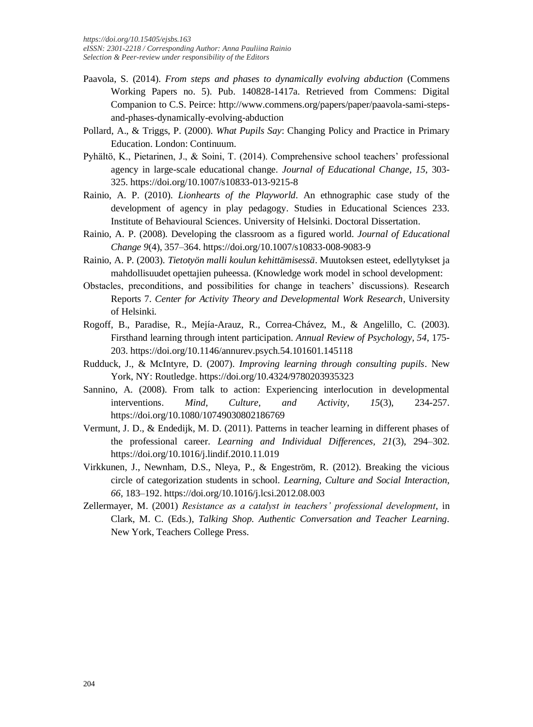Paavola, S. (2014). *From steps and phases to dynamically evolving abduction* (Commens Working Papers no. 5). Pub. 140828-1417a. Retrieved from Commens: Digital Companion to C.S. Peirce: http://www.commens.org/papers/paper/paavola-sami-steps-and-phases-dynamically-evolving-abduction

Pollard, A., & Triggs, P. (2000). *What Pupils Say*: Changing Policy and Practice in Primary Education. London: Continuum.

Pyhältö, K., Pietarinen, J., & Soini, T. (2014). Comprehensive school teachers' professional agency in large-scale educational change. *Journal of Educational Change, 15*, 303-325. https://doi.org/10.1007/s10833-013-9215-8

Rainio, A. P. (2010). *Lionhearts of the Playworld*. An ethnographic case study of the development of agency in play pedagogy. Studies in Educational Sciences 233. Institute of Behavioural Sciences. University of Helsinki. Doctoral Dissertation.

Rainio, A. P. (2008). Developing the classroom as a figured world. *Journal of Educational Change 9*(4), 357–364. https://doi.org/10.1007/s10833-008-9083-9

Rainio, A. P. (2003). *Tietotyön malli koulun kehittämisessä*. Muutoksen esteet, edellytykset ja mahdollisuudet opettajien puheessa. (Knowledge work model in school development: Obstacles, preconditions, and possibilities for change in teachers' discussions). Research Reports 7. *Center for Activity Theory and Developmental Work Research*, University of Helsinki.

Rogoff, B., Paradise, R., Mejía-Arauz, R., Correa-Chávez, M., & Angelillo, C. (2003). Firsthand learning through intent participation. *Annual Review of Psychology, 54*, 175-203. https://doi.org/10.1146/annurev.psych.54.101601.145118

Rudduck, J., & McIntyre, D. (2007). *Improving learning through consulting pupils*. New York, NY: Routledge. https://doi.org/10.4324/9780203935323

Sannino, A. (2008). From talk to action: Experiencing interlocution in developmental interventions. *Mind, Culture, and Activity, 15*(3), 234-257. https://doi.org/10.1080/10749030802186769

Vermunt, J. D., & Endedijk, M. D. (2011). Patterns in teacher learning in different phases of the professional career. *Learning and Individual Differences, 21*(3), 294–302. https://doi.org/10.1016/j.lindif.2010.11.019

Virkkunen, J., Newnham, D.S., Nleya, P., & Engeström, R. (2012). Breaking the vicious circle of categorization students in school. *Learning, Culture and Social Interaction, 66*, 183–192. https://doi.org/10.1016/j.lcsi.2012.08.003

Zellermayer, M. (2001) *Resistance as a catalyst in teachers' professional development*, in Clark, M. C. (Eds.), *Talking Shop. Authentic Conversation and Teacher Learning*. New York, Teachers College Press.